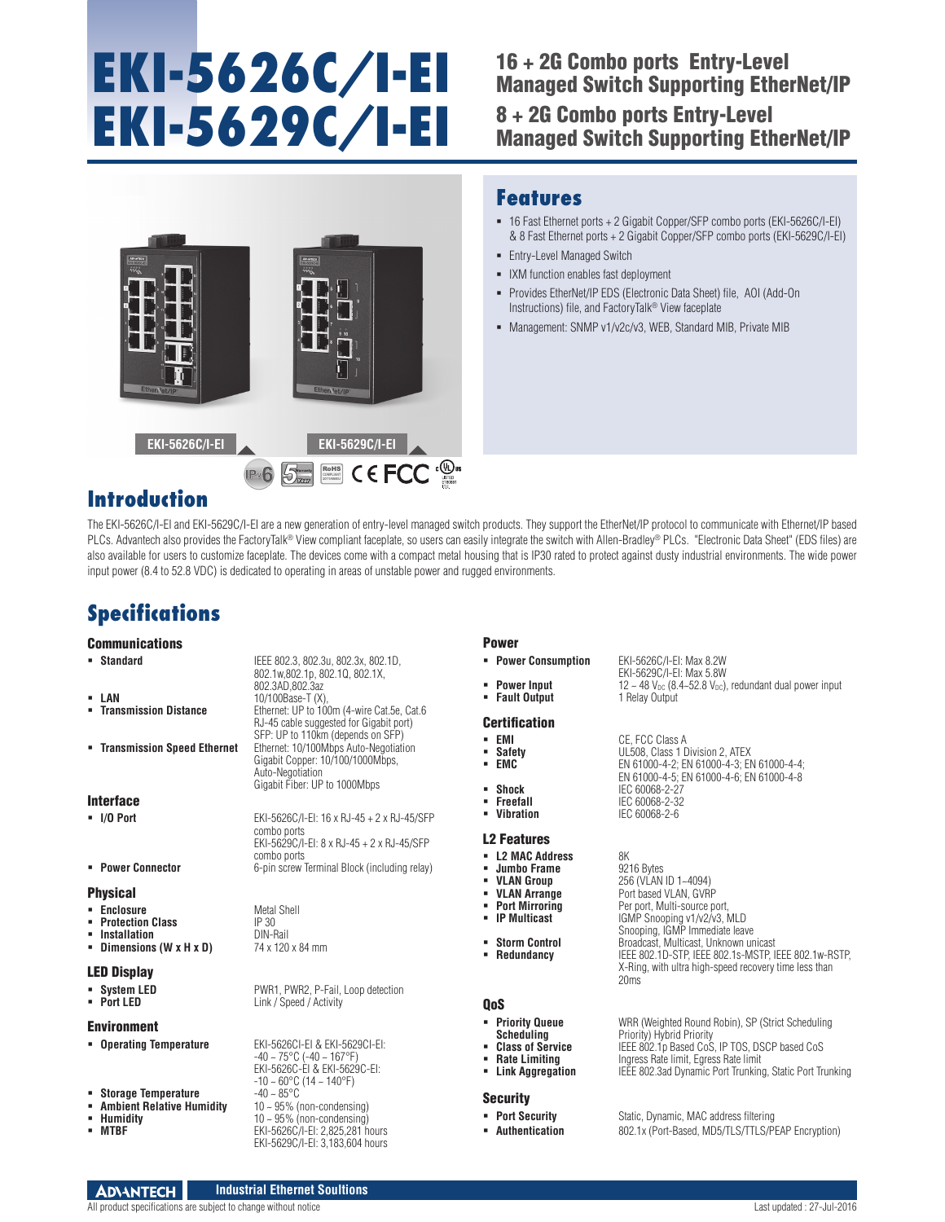# EKI-5626C/I-EI
# EKI-5629C/I-EI

## 16 + 2G Combo ports Entry-Level Managed Switch Supporting EtherNet/IP

## 8 + 2G Combo ports Entry-Level Managed Switch Supporting EtherNet/IP

EKI-5626C/I-EI   EKI-5629C/I-EI

## Features

- 16 Fast Ethernet ports + 2 Gigabit Copper/SFP combo ports (EKI-5626C/I-EI) & 8 Fast Ethernet ports + 2 Gigabit Copper/SFP combo ports (EKI-5629C/I-EI)
- Entry-Level Managed Switch
- IXM function enables fast deployment
- Provides EtherNet/IP EDS (Electronic Data Sheet) file, AOI (Add-On Instructions) file, and FactoryTalk® View faceplate
- Management: SNMP v1/v2c/v3, WEB, Standard MIB, Private MIB

## Introduction

The EKI-5626C/I-EI and EKI-5629C/I-EI are a new generation of entry-level managed switch products. They support the EtherNet/IP protocol to communicate with Ethernet/IP based PLCs. Advantech also provides the FactoryTalk® View compliant faceplate, so users can easily integrate the switch with Allen-Bradley® PLCs. "Electronic Data Sheet" (EDS files) are also available for users to customize faceplate. The devices come with a compact metal housing that is IP30 rated to protect against dusty industrial environments. The wide power input power (8.4 to 52.8 VDC) is dedicated to operating in areas of unstable power and rugged environments.

## Specifications

### Communications

- **Standard**: IEEE 802.3, 802.3u, 802.3x, 802.1D, 802.1w,802.1p, 802.1Q, 802.1X, 802.3AD,802.3az
- **LAN**: 10/100Base-T (X),
- **Transmission Distance**: Ethernet: UP to 100m (4-wire Cat.5e, Cat.6 RJ-45 cable suggested for Gigabit port) SFP: UP to 110km (depends on SFP)
- **Transmission Speed Ethernet**: Ethernet: 10/100Mbps Auto-Negotiation Gigabit Copper: 10/100/1000Mbps, Auto-Negotiation Gigabit Fiber: UP to 1000Mbps

### Interface

- **I/O Port**: EKI-5626C/I-EI: 16 x RJ-45 + 2 x RJ-45/SFP combo ports EKI-5629C/I-EI: 8 x RJ-45 + 2 x RJ-45/SFP combo ports
- **Power Connector**: 6-pin screw Terminal Block (including relay)

### Physical

- **Enclosure**: Metal Shell
- **Protection Class**: IP 30
- **Installation**: DIN-Rail
- **Dimensions (W x H x D)**: 74 x 120 x 84 mm

### LED Display

- **System LED**: PWR1, PWR2, P-Fail, Loop detection
- **Port LED**: Link / Speed / Activity

### Environment

- **Operating Temperature**: EKI-5626CI-EI & EKI-5629CI-EI: -40 – 75°C (-40 – 167°F) EKI-5626C-EI & EKI-5629C-EI: -10 – 60°C (14 – 140°F)
- **Storage Temperature**: -40 – 85°C
- **Ambient Relative Humidity**: 10 – 95% (non-condensing)
- **Humidity**: 10 – 95% (non-condensing)
- **MTBF**: EKI-5626C/I-EI: 2,825,281 hours EKI-5629C/I-EI: 3,183,604 hours

### Power

- **Power Consumption**: EKI-5626C/I-EI: Max 8.2W EKI-5629C/I-EI: Max 5.8W
- **Power Input**: 12 – 48 $V_{DC}$ (8.4–52.8 $V_{DC}$), redundant dual power input
- **Fault Output**: 1 Relay Output

### Certification

- **EMI**: CE, FCC Class A
- **Safety**: UL508, Class 1 Division 2, ATEX
- **EMC**: EN 61000-4-2; EN 61000-4-3; EN 61000-4-4; EN 61000-4-5; EN 61000-4-6; EN 61000-4-8
- **Shock**: IEC 60068-2-27
- **Freefall**: IEC 60068-2-32
- **Vibration**: IEC 60068-2-6

### L2 Features

- **L2 MAC Address**: 8K
- **Jumbo Frame**: 9216 Bytes
- **VLAN Group**: 256 (VLAN ID 1–4094)
- **VLAN Arrange**: Port based VLAN, GVRP
- **Port Mirroring**: Per port, Multi-source port,
- **IP Multicast**: IGMP Snooping v1/v2/v3, MLD Snooping, IGMP Immediate leave
- **Storm Control**: Broadcast, Multicast, Unknown unicast
- **Redundancy**: IEEE 802.1D-STP, IEEE 802.1s-MSTP, IEEE 802.1w-RSTP, X-Ring, with ultra high-speed recovery time less than 20ms

### QoS

- **Priority Queue Scheduling**: WRR (Weighted Round Robin), SP (Strict Scheduling Priority) Hybrid Priority
- **Class of Service**: IEEE 802.1p Based CoS, IP TOS, DSCP based CoS
- **Rate Limiting**: Ingress Rate limit, Egress Rate limit
- **Link Aggregation**: IEEE 802.3ad Dynamic Port Trunking, Static Port Trunking

### Security

- **Port Security**: Static, Dynamic, MAC address filtering
- **Authentication**: 802.1x (Port-Based, MD5/TLS/TTLS/PEAP Encryption)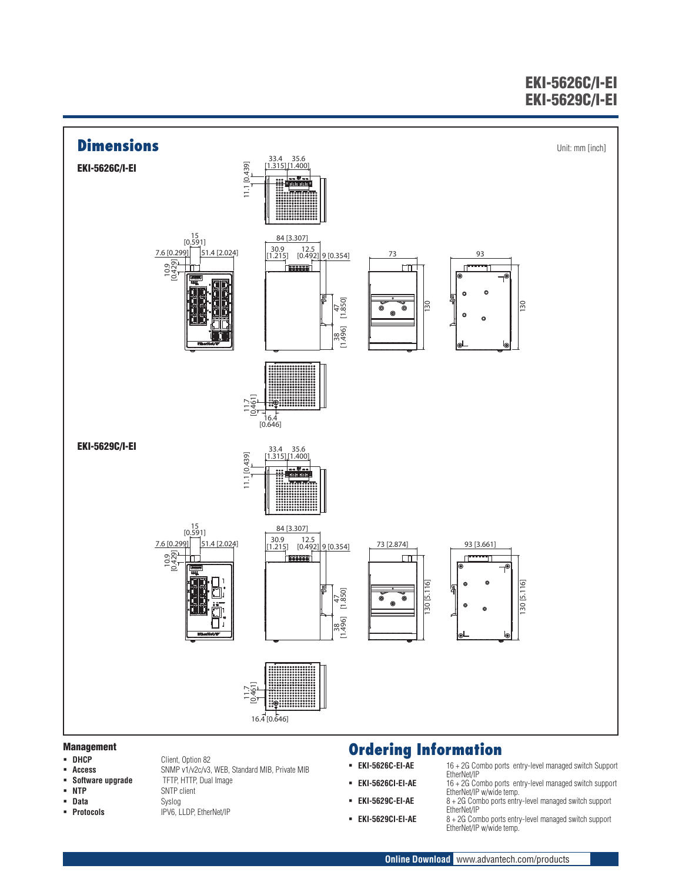# EKI-5626C/I-EI
# EKI-5629C/I-EI

## Dimensions

Unit: mm [inch]

### EKI-5626C/I-EI

33.4 [1.315]
35.6 [1.400]
11.1 [0.439]
15 [0.591]
7.6 [0.299]
51.4 [2.024]
10.9 [0.429]
84 [3.307]
30.9 [1.215]
12.5 [0.492]
9 [0.354]
47 [1.850]
38 [1.496]
73
130
93
130
11.7 [0.461]
16.4 [0.646]

### EKI-5629C/I-EI

33.4 [1.315]
35.6 [1.400]
11.1 [0.439]
15 [0.591]
7.6 [0.299]
51.4 [2.024]
10.9 [0.429]
84 [3.307]
30.9 [1.215]
12.5 [0.492]
9 [0.354]
47 [1.850]
38 [1.496]
73 [2.874]
130 [5.116]
93 [3.661]
130 [5.116]
11.7 [0.461]
16.4 [0.646]

### Management

- **DHCP** Client, Option 82
- **Access** SNMP v1/v2c/v3, WEB, Standard MIB, Private MIB
- **Software upgrade** TFTP, HTTP, Dual Image
- **NTP** SNTP client
- **Data** Syslog
- **Protocols** IPV6, LLDP, EtherNet/IP

## Ordering Information

- **EKI-5626C-EI-AE** 16 + 2G Combo ports entry-level managed switch Support EtherNet/IP
- **EKI-5626CI-EI-AE** 16 + 2G Combo ports entry-level managed switch support EtherNet/IP w/wide temp.
- **EKI-5629C-EI-AE** 8 + 2G Combo ports entry-level managed switch support EtherNet/IP
- **EKI-5629CI-EI-AE** 8 + 2G Combo ports entry-level managed switch support EtherNet/IP w/wide temp.

**Online Download** www.advantech.com/products